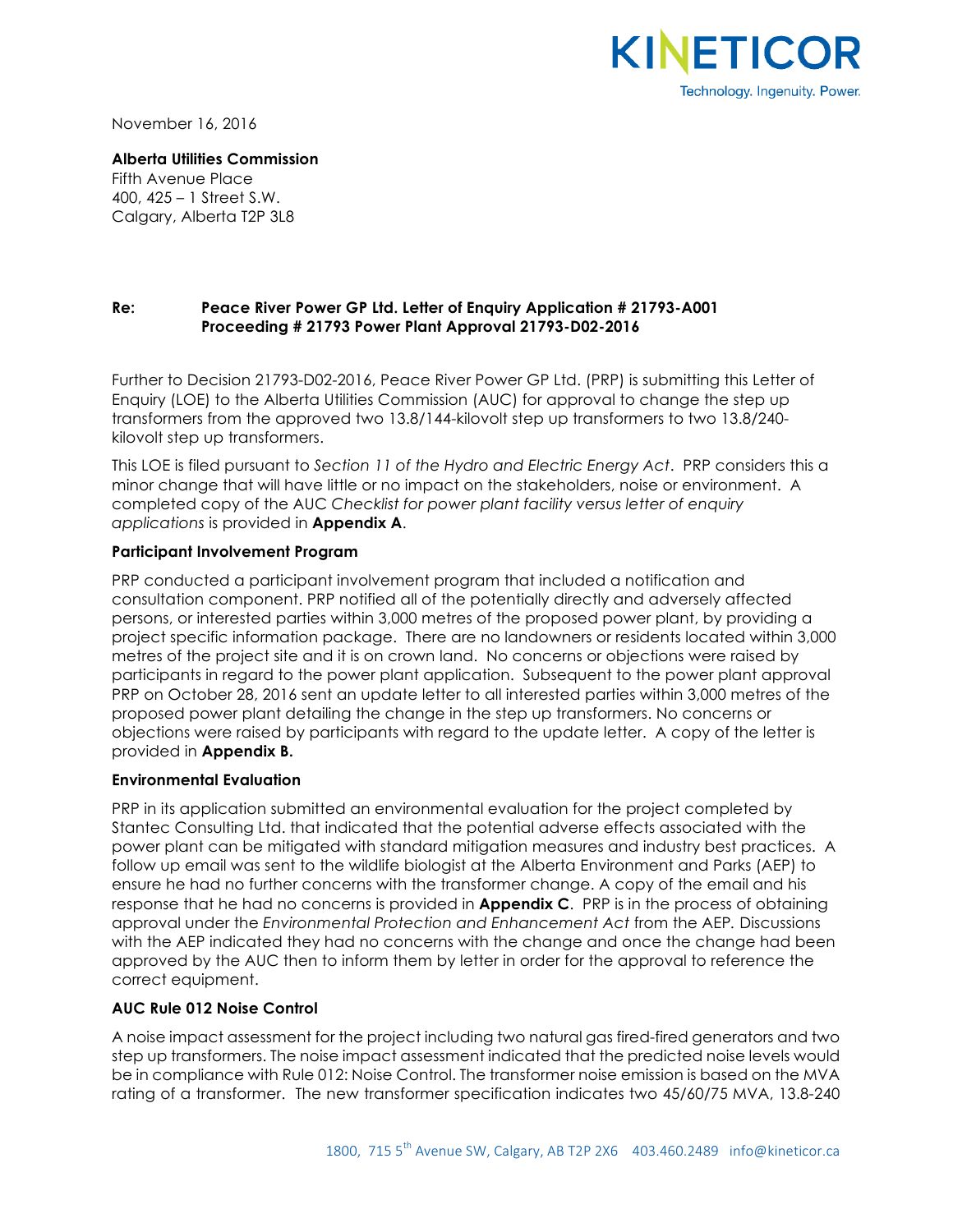November 16, 2016

**Alberta Utilities Commission**
Fifth Avenue Place
400, 425 – 1 Street S.W.
Calgary, Alberta T2P 3L8

**Re: Peace River Power GP Ltd. Letter of Enquiry Application # 21793-A001**
**Proceeding # 21793 Power Plant Approval 21793-D02-2016**

Further to Decision 21793-D02-2016, Peace River Power GP Ltd. (PRP) is submitting this Letter of Enquiry (LOE) to the Alberta Utilities Commission (AUC) for approval to change the step up transformers from the approved two 13.8/144-kilovolt step up transformers to two 13.8/240-kilovolt step up transformers.

This LOE is filed pursuant to *Section 11 of the Hydro and Electric Energy Act*. PRP considers this a minor change that will have little or no impact on the stakeholders, noise or environment. A completed copy of the AUC *Checklist for power plant facility versus letter of enquiry applications* is provided in **Appendix A**.

**Participant Involvement Program**

PRP conducted a participant involvement program that included a notification and consultation component. PRP notified all of the potentially directly and adversely affected persons, or interested parties within 3,000 metres of the proposed power plant, by providing a project specific information package. There are no landowners or residents located within 3,000 metres of the project site and it is on crown land. No concerns or objections were raised by participants in regard to the power plant application. Subsequent to the power plant approval PRP on October 28, 2016 sent an update letter to all interested parties within 3,000 metres of the proposed power plant detailing the change in the step up transformers. No concerns or objections were raised by participants with regard to the update letter. A copy of the letter is provided in **Appendix B.**

**Environmental Evaluation**

PRP in its application submitted an environmental evaluation for the project completed by Stantec Consulting Ltd. that indicated that the potential adverse effects associated with the power plant can be mitigated with standard mitigation measures and industry best practices. A follow up email was sent to the wildlife biologist at the Alberta Environment and Parks (AEP) to ensure he had no further concerns with the transformer change. A copy of the email and his response that he had no concerns is provided in **Appendix C**. PRP is in the process of obtaining approval under the *Environmental Protection and Enhancement Act* from the AEP. Discussions with the AEP indicated they had no concerns with the change and once the change had been approved by the AUC then to inform them by letter in order for the approval to reference the correct equipment.

**AUC Rule 012 Noise Control**

A noise impact assessment for the project including two natural gas fired-fired generators and two step up transformers. The noise impact assessment indicated that the predicted noise levels would be in compliance with Rule 012: Noise Control. The transformer noise emission is based on the MVA rating of a transformer. The new transformer specification indicates two 45/60/75 MVA, 13.8-240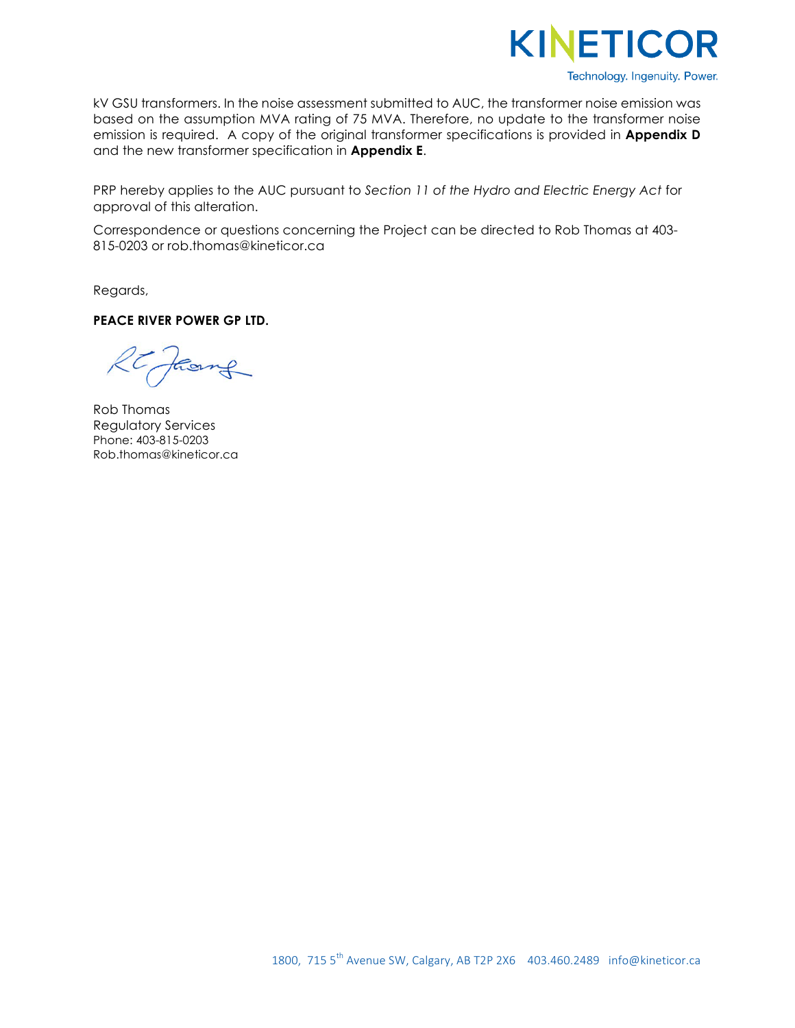kV GSU transformers. In the noise assessment submitted to AUC, the transformer noise emission was based on the assumption MVA rating of 75 MVA. Therefore, no update to the transformer noise emission is required. A copy of the original transformer specifications is provided in **Appendix D** and the new transformer specification in **Appendix E**.

PRP hereby applies to the AUC pursuant to *Section 11 of the Hydro and Electric Energy Act* for approval of this alteration.

Correspondence or questions concerning the Project can be directed to Rob Thomas at 403-815-0203 or rob.thomas@kineticor.ca

Regards,

**PEACE RIVER POWER GP LTD.**

Rob Thomas
Regulatory Services
Phone: 403-815-0203
Rob.thomas@kineticor.ca